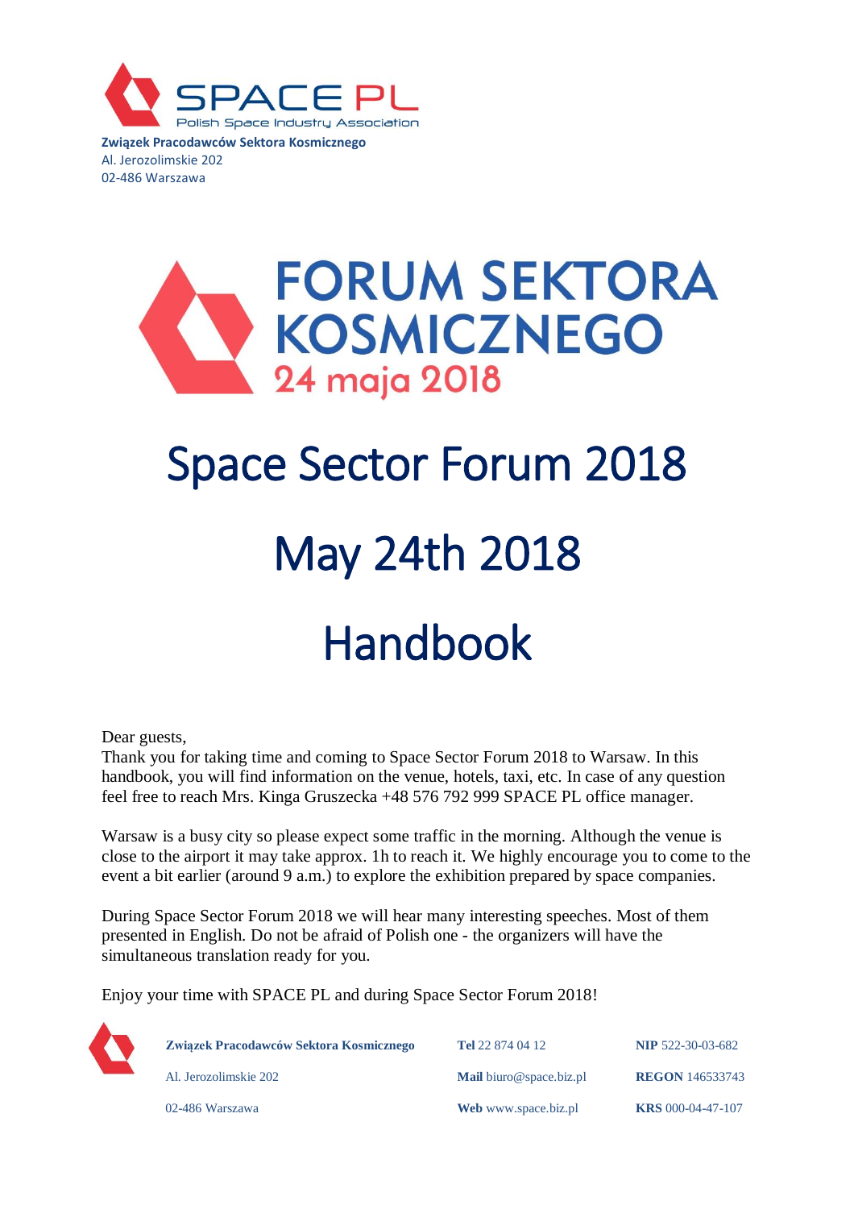**Związek Pracodawców Sektora Kosmicznego**
Al. Jerozolimskie 202
02-486 Warszawa

# FORUM SEKTORA KOSMICZNEGO

24 maja 2018

# Space Sector Forum 2018

# May 24th 2018

# Handbook

Dear guests,
Thank you for taking time and coming to Space Sector Forum 2018 to Warsaw. In this handbook, you will find information on the venue, hotels, taxi, etc. In case of any question feel free to reach Mrs. Kinga Gruszecka +48 576 792 999 SPACE PL office manager.

Warsaw is a busy city so please expect some traffic in the morning. Although the venue is close to the airport it may take approx. 1h to reach it. We highly encourage you to come to the event a bit earlier (around 9 a.m.) to explore the exhibition prepared by space companies.

During Space Sector Forum 2018 we will hear many interesting speeches. Most of them presented in English. Do not be afraid of Polish one - the organizers will have the simultaneous translation ready for you.

Enjoy your time with SPACE PL and during Space Sector Forum 2018!

| | | |
|---|---|---|
| **Związek Pracodawców Sektora Kosmicznego** | **Tel** 22 874 04 12 | **NIP** 522-30-03-682 |
| Al. Jerozolimskie 202 | **Mail** biuro@space.biz.pl | **REGON** 146533743 |
| 02-486 Warszawa | **Web** www.space.biz.pl | **KRS** 000-04-47-107 |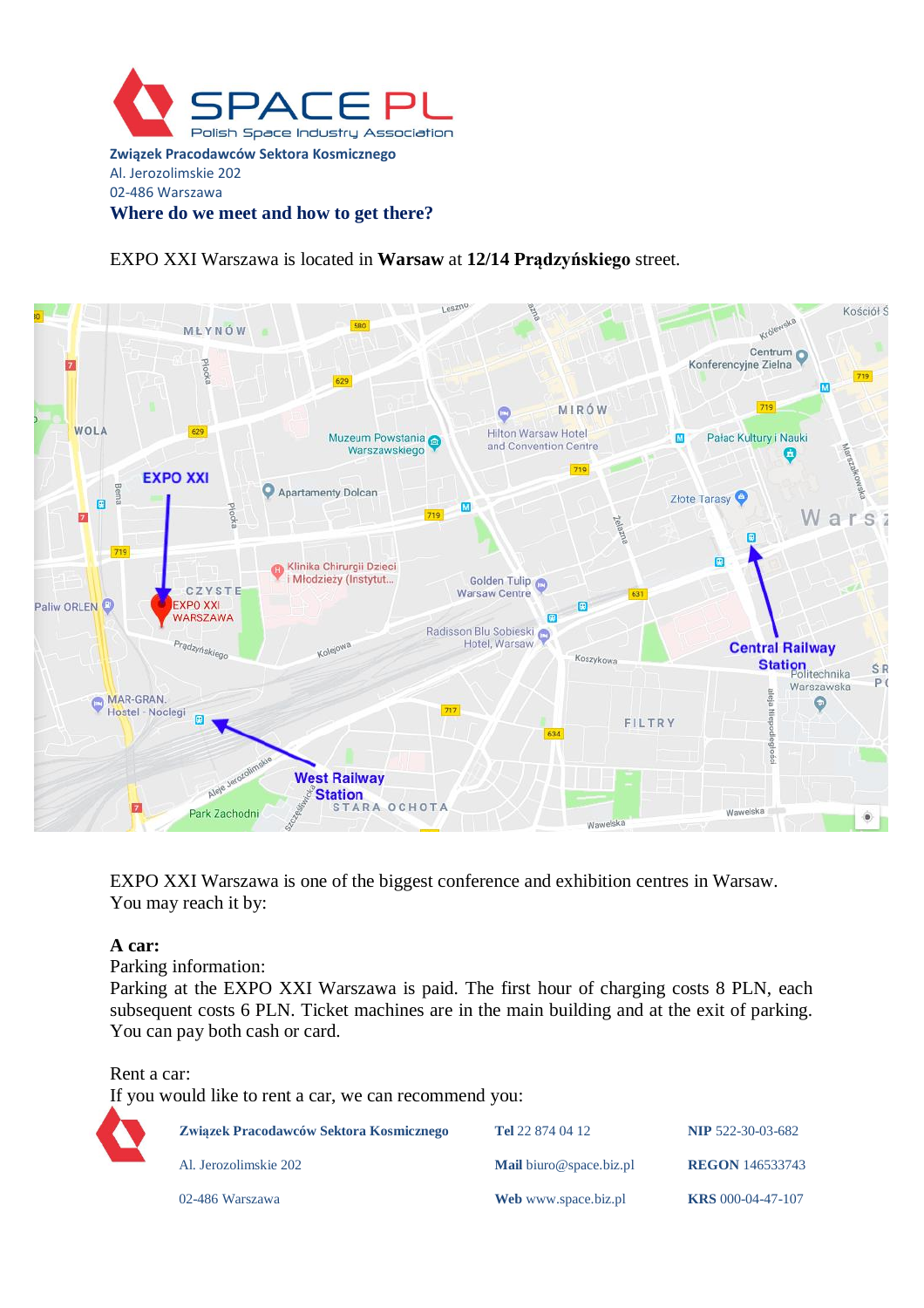**Związek Pracodawców Sektora Kosmicznego**
Al. Jerozolimskie 202
02-486 Warszawa

## Where do we meet and how to get there?

EXPO XXI Warszawa is located in **Warsaw** at **12/14 Prądzyńskiego** street.

EXPO XXI Warszawa is one of the biggest conference and exhibition centres in Warsaw. You may reach it by:

**A car:**
Parking information:
Parking at the EXPO XXI Warszawa is paid. The first hour of charging costs 8 PLN, each subsequent costs 6 PLN. Ticket machines are in the main building and at the exit of parking. You can pay both cash or card.

Rent a car:
If you would like to rent a car, we can recommend you:

| **Związek Pracodawców Sektora Kosmicznego** | **Tel** 22 874 04 12 | **NIP** 522-30-03-682 |
|---|---|---|
| Al. Jerozolimskie 202 | **Mail** biuro@space.biz.pl | **REGON** 146533743 |
| 02-486 Warszawa | **Web** www.space.biz.pl | **KRS** 000-04-47-107 |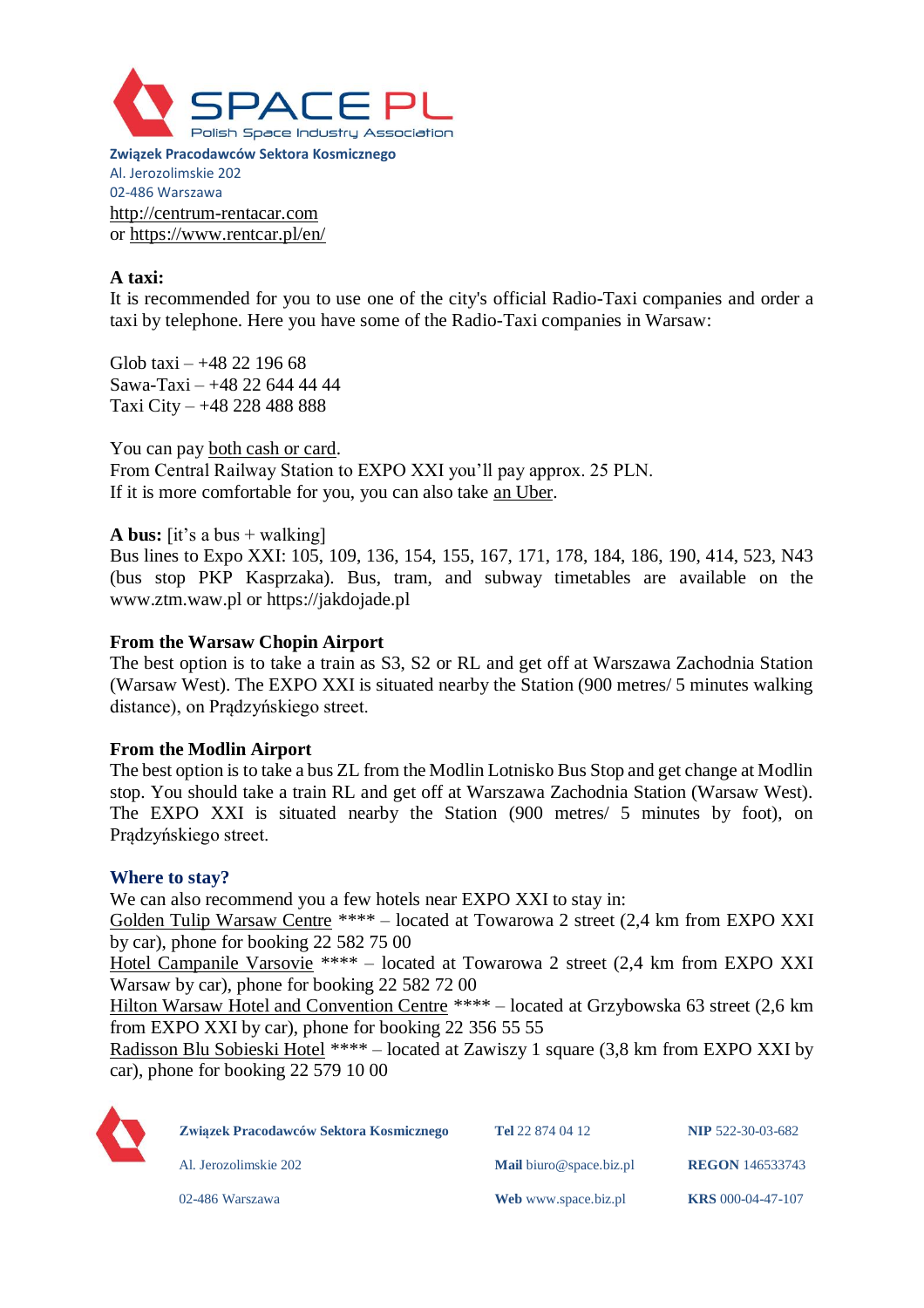**Związek Pracodawców Sektora Kosmicznego**
Al. Jerozolimskie 202
02-486 Warszawa

http://centrum-rentacar.com
or https://www.rentcar.pl/en/

**A taxi:**
It is recommended for you to use one of the city's official Radio-Taxi companies and order a taxi by telephone. Here you have some of the Radio-Taxi companies in Warsaw:

Glob taxi – +48 22 196 68
Sawa-Taxi – +48 22 644 44 44
Taxi City – +48 228 488 888

You can pay both cash or card.
From Central Railway Station to EXPO XXI you'll pay approx. 25 PLN.
If it is more comfortable for you, you can also take an Uber.

**A bus:** [it's a bus + walking]
Bus lines to Expo XXI: 105, 109, 136, 154, 155, 167, 171, 178, 184, 186, 190, 414, 523, N43 (bus stop PKP Kasprzaka). Bus, tram, and subway timetables are available on the www.ztm.waw.pl or https://jakdojade.pl

**From the Warsaw Chopin Airport**
The best option is to take a train as S3, S2 or RL and get off at Warszawa Zachodnia Station (Warsaw West). The EXPO XXI is situated nearby the Station (900 metres/ 5 minutes walking distance), on Prądzyńskiego street.

**From the Modlin Airport**
The best option is to take a bus ZL from the Modlin Lotnisko Bus Stop and get change at Modlin stop. You should take a train RL and get off at Warszawa Zachodnia Station (Warsaw West). The EXPO XXI is situated nearby the Station (900 metres/ 5 minutes by foot), on Prądzyńskiego street.

## Where to stay?

We can also recommend you a few hotels near EXPO XXI to stay in:
Golden Tulip Warsaw Centre **** – located at Towarowa 2 street (2,4 km from EXPO XXI by car), phone for booking 22 582 75 00
Hotel Campanile Varsovie **** – located at Towarowa 2 street (2,4 km from EXPO XXI Warsaw by car), phone for booking 22 582 72 00
Hilton Warsaw Hotel and Convention Centre **** – located at Grzybowska 63 street (2,6 km from EXPO XXI by car), phone for booking 22 356 55 55
Radisson Blu Sobieski Hotel **** – located at Zawiszy 1 square (3,8 km from EXPO XXI by car), phone for booking 22 579 10 00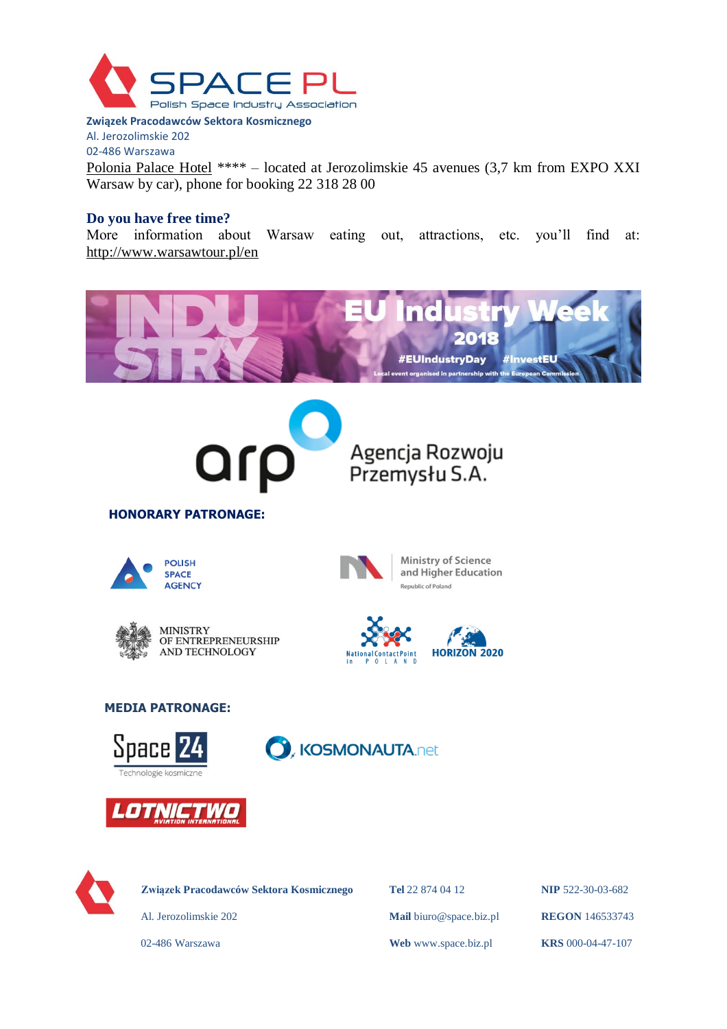SPACE PL
Polish Space Industry Association

**Związek Pracodawców Sektora Kosmicznego**
Al. Jerozolimskie 202
02-486 Warszawa

Polonia Palace Hotel **** – located at Jerozolimskie 45 avenues (3,7 km from EXPO XXI Warsaw by car), phone for booking 22 318 28 00

### Do you have free time?

More information about Warsaw eating out, attractions, etc. you'll find at: http://www.warsawtour.pl/en

EU Industry Week 2018
#EUIndustryDay #InvestEU
Local event organised in partnership with the European Commission

arp Agencja Rozwoju Przemysłu S.A.

**HONORARY PATRONAGE:**

POLISH SPACE AGENCY

Ministry of Science and Higher Education
Republic of Poland

MINISTRY OF ENTREPRENEURSHIP AND TECHNOLOGY

National Contact Point in POLAND

HORIZON 2020

**MEDIA PATRONAGE:**

Space 24 Technologie kosmiczne

KOSMONAUTA.net

LOTNICTWO AVIATION INTERNATIONAL

| | | |
|---|---|---|
| **Związek Pracodawców Sektora Kosmicznego** | **Tel** 22 874 04 12 | **NIP** 522-30-03-682 |
| Al. Jerozolimskie 202 | **Mail** biuro@space.biz.pl | **REGON** 146533743 |
| 02-486 Warszawa | **Web** www.space.biz.pl | **KRS** 000-04-47-107 |